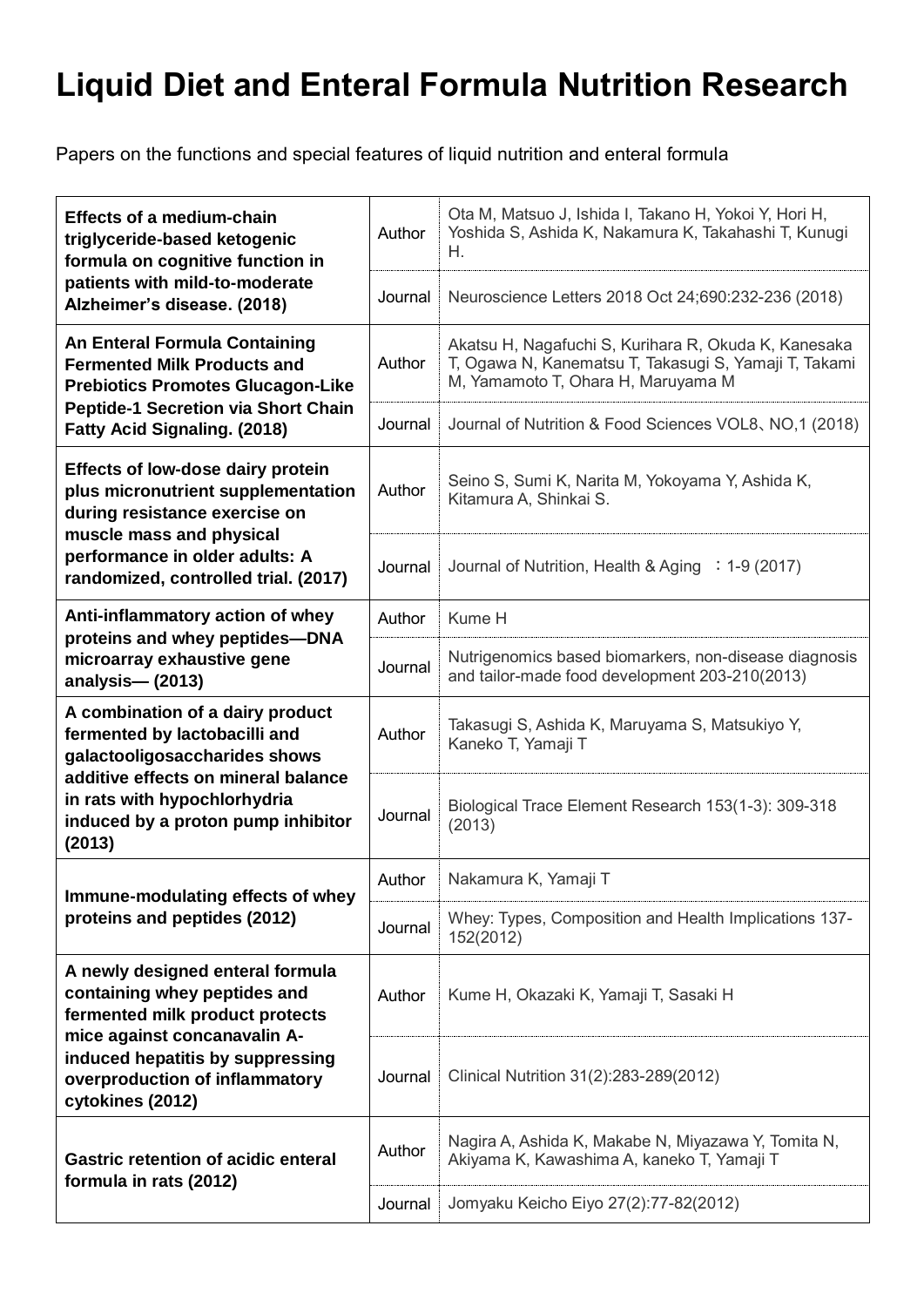# Liquid Diet and Enteral Formula Nutrition Research

Papers on the functions and special features of liquid nutrition and enteral formula

| Title | | |
|---|---|---|
| **Effects of a medium-chain triglyceride-based ketogenic formula on cognitive function in patients with mild-to-moderate Alzheimer's disease. (2018)** | Author | Ota M, Matsuo J, Ishida I, Takano H, Yokoi Y, Hori H, Yoshida S, Ashida K, Nakamura K, Takahashi T, Kunugi H. |
| | Journal | Neuroscience Letters 2018 Oct 24;690:232-236 (2018) |
| **An Enteral Formula Containing Fermented Milk Products and Prebiotics Promotes Glucagon-Like Peptide-1 Secretion via Short Chain Fatty Acid Signaling. (2018)** | Author | Akatsu H, Nagafuchi S, Kurihara R, Okuda K, Kanesaka T, Ogawa N, Kanematsu T, Takasugi S, Yamaji T, Takami M, Yamamoto T, Ohara H, Maruyama M |
| | Journal | Journal of Nutrition & Food Sciences VOL8、NO,1 (2018) |
| **Effects of low-dose dairy protein plus micronutrient supplementation during resistance exercise on muscle mass and physical performance in older adults: A randomized, controlled trial. (2017)** | Author | Seino S, Sumi K, Narita M, Yokoyama Y, Ashida K, Kitamura A, Shinkai S. |
| | Journal | Journal of Nutrition, Health & Aging ：1-9 (2017) |
| **Anti-inflammatory action of whey proteins and whey peptides—DNA microarray exhaustive gene analysis— (2013)** | Author | Kume H |
| | Journal | Nutrigenomics based biomarkers, non-disease diagnosis and tailor-made food development 203-210(2013) |
| **A combination of a dairy product fermented by lactobacilli and galactooligosaccharides shows additive effects on mineral balance in rats with hypochlorhydria induced by a proton pump inhibitor (2013)** | Author | Takasugi S, Ashida K, Maruyama S, Matsukiyo Y, Kaneko T, Yamaji T |
| | Journal | Biological Trace Element Research 153(1-3): 309-318 (2013) |
| **Immune-modulating effects of whey proteins and peptides (2012)** | Author | Nakamura K, Yamaji T |
| | Journal | Whey: Types, Composition and Health Implications 137-152(2012) |
| **A newly designed enteral formula containing whey peptides and fermented milk product protects mice against concanavalin A-induced hepatitis by suppressing overproduction of inflammatory cytokines (2012)** | Author | Kume H, Okazaki K, Yamaji T, Sasaki H |
| | Journal | Clinical Nutrition 31(2):283-289(2012) |
| **Gastric retention of acidic enteral formula in rats (2012)** | Author | Nagira A, Ashida K, Makabe N, Miyazawa Y, Tomita N, Akiyama K, Kawashima A, kaneko T, Yamaji T |
| | Journal | Jomyaku Keicho Eiyo 27(2):77-82(2012) |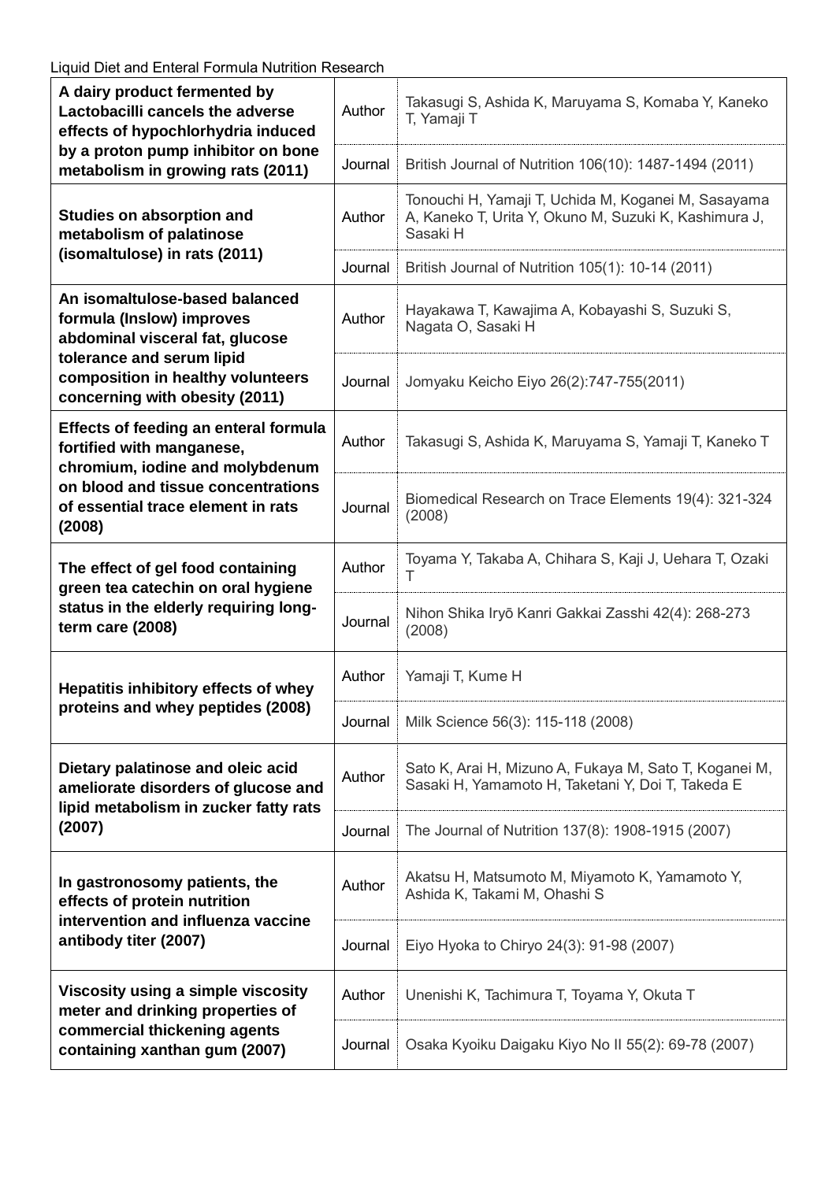Liquid Diet and Enteral Formula Nutrition Research

| Title | | |
|---|---|---|
| **A dairy product fermented by Lactobacilli cancels the adverse effects of hypochlorhydria induced by a proton pump inhibitor on bone metabolism in growing rats (2011)** | Author | Takasugi S, Ashida K, Maruyama S, Komaba Y, Kaneko T, Yamaji T |
| | Journal | British Journal of Nutrition 106(10): 1487-1494 (2011) |
| **Studies on absorption and metabolism of palatinose (isomaltulose) in rats (2011)** | Author | Tonouchi H, Yamaji T, Uchida M, Koganei M, Sasayama A, Kaneko T, Urita Y, Okuno M, Suzuki K, Kashimura J, Sasaki H |
| | Journal | British Journal of Nutrition 105(1): 10-14 (2011) |
| **An isomaltulose-based balanced formula (Inslow) improves abdominal visceral fat, glucose tolerance and serum lipid composition in healthy volunteers concerning with obesity (2011)** | Author | Hayakawa T, Kawajima A, Kobayashi S, Suzuki S, Nagata O, Sasaki H |
| | Journal | Jomyaku Keicho Eiyo 26(2):747-755(2011) |
| **Effects of feeding an enteral formula fortified with manganese, chromium, iodine and molybdenum on blood and tissue concentrations of essential trace element in rats (2008)** | Author | Takasugi S, Ashida K, Maruyama S, Yamaji T, Kaneko T |
| | Journal | Biomedical Research on Trace Elements 19(4): 321-324 (2008) |
| **The effect of gel food containing green tea catechin on oral hygiene status in the elderly requiring long-term care (2008)** | Author | Toyama Y, Takaba A, Chihara S, Kaji J, Uehara T, Ozaki T |
| | Journal | Nihon Shika Iryō Kanri Gakkai Zasshi 42(4): 268-273 (2008) |
| **Hepatitis inhibitory effects of whey proteins and whey peptides (2008)** | Author | Yamaji T, Kume H |
| | Journal | Milk Science 56(3): 115-118 (2008) |
| **Dietary palatinose and oleic acid ameliorate disorders of glucose and lipid metabolism in zucker fatty rats (2007)** | Author | Sato K, Arai H, Mizuno A, Fukaya M, Sato T, Koganei M, Sasaki H, Yamamoto H, Taketani Y, Doi T, Takeda E |
| | Journal | The Journal of Nutrition 137(8): 1908-1915 (2007) |
| **In gastronosomy patients, the effects of protein nutrition intervention and influenza vaccine antibody titer (2007)** | Author | Akatsu H, Matsumoto M, Miyamoto K, Yamamoto Y, Ashida K, Takami M, Ohashi S |
| | Journal | Eiyo Hyoka to Chiryo 24(3): 91-98 (2007) |
| **Viscosity using a simple viscosity meter and drinking properties of commercial thickening agents containing xanthan gum (2007)** | Author | Unenishi K, Tachimura T, Toyama Y, Okuta T |
| | Journal | Osaka Kyoiku Daigaku Kiyo No II 55(2): 69-78 (2007) |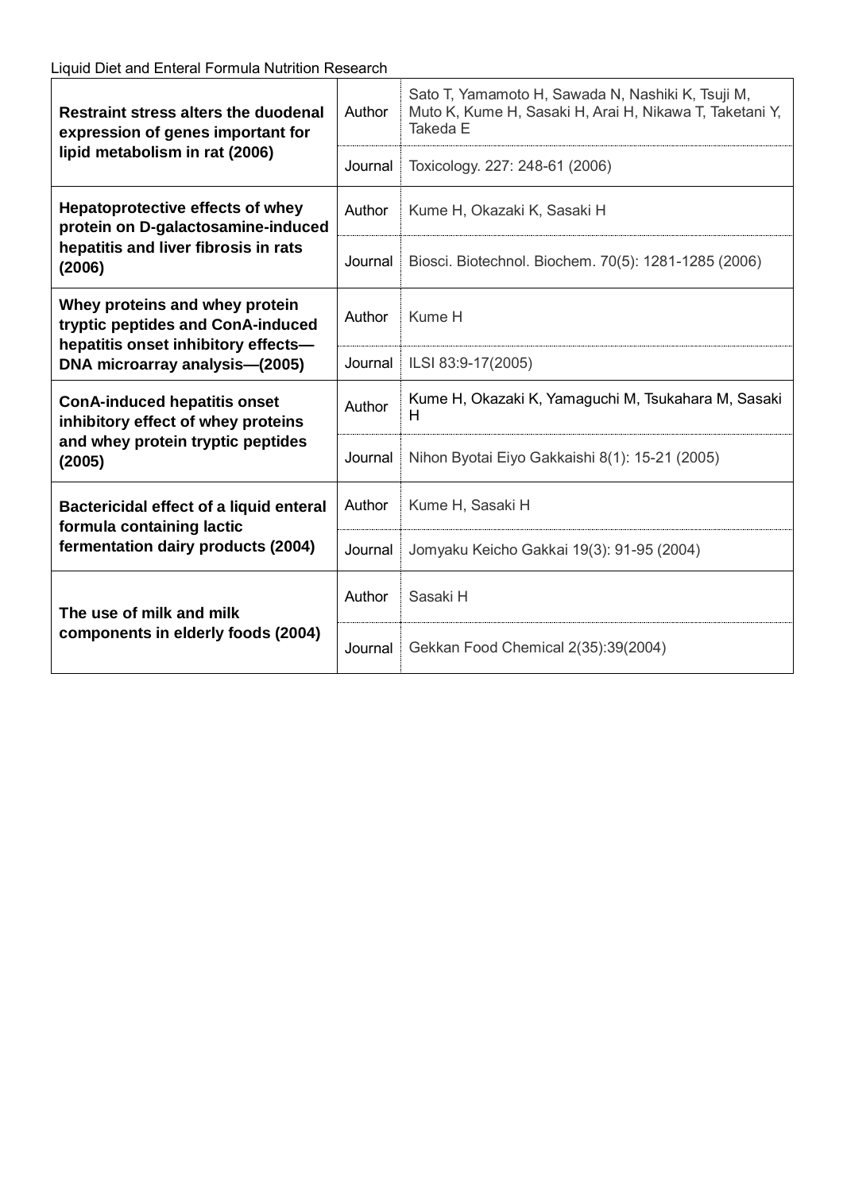Liquid Diet and Enteral Formula Nutrition Research

| | | |
|---|---|---|
| **Restraint stress alters the duodenal expression of genes important for lipid metabolism in rat (2006)** | Author | Sato T, Yamamoto H, Sawada N, Nashiki K, Tsuji M, Muto K, Kume H, Sasaki H, Arai H, Nikawa T, Taketani Y, Takeda E |
| | Journal | Toxicology. 227: 248-61 (2006) |
| **Hepatoprotective effects of whey protein on D-galactosamine-induced hepatitis and liver fibrosis in rats (2006)** | Author | Kume H, Okazaki K, Sasaki H |
| | Journal | Biosci. Biotechnol. Biochem. 70(5): 1281-1285 (2006) |
| **Whey proteins and whey protein tryptic peptides and ConA-induced hepatitis onset inhibitory effects—DNA microarray analysis—(2005)** | Author | Kume H |
| | Journal | ILSI 83:9-17(2005) |
| **ConA-induced hepatitis onset inhibitory effect of whey proteins and whey protein tryptic peptides (2005)** | Author | Kume H, Okazaki K, Yamaguchi M, Tsukahara M, Sasaki H |
| | Journal | Nihon Byotai Eiyo Gakkaishi 8(1): 15-21 (2005) |
| **Bactericidal effect of a liquid enteral formula containing lactic fermentation dairy products (2004)** | Author | Kume H, Sasaki H |
| | Journal | Jomyaku Keicho Gakkai 19(3): 91-95 (2004) |
| **The use of milk and milk components in elderly foods (2004)** | Author | Sasaki H |
| | Journal | Gekkan Food Chemical 2(35):39(2004) |